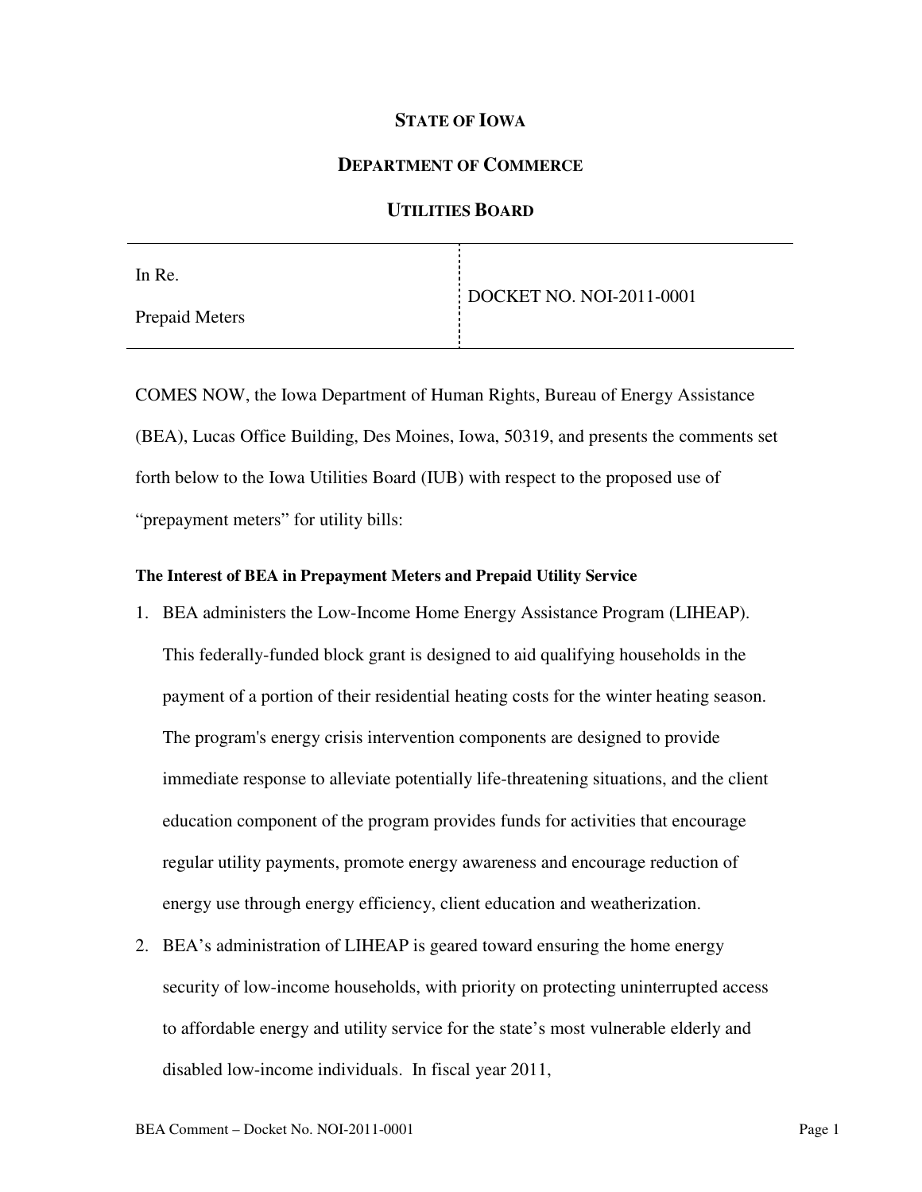**STATE OF IOWA**

**DEPARTMENT OF COMMERCE**

**UTILITIES BOARD**

| In Re. Prepaid Meters | DOCKET NO. NOI-2011-0001 |
| --- | --- |

COMES NOW, the Iowa Department of Human Rights, Bureau of Energy Assistance (BEA), Lucas Office Building, Des Moines, Iowa, 50319, and presents the comments set forth below to the Iowa Utilities Board (IUB) with respect to the proposed use of "prepayment meters" for utility bills:

**The Interest of BEA in Prepayment Meters and Prepaid Utility Service**

1. BEA administers the Low-Income Home Energy Assistance Program (LIHEAP). This federally-funded block grant is designed to aid qualifying households in the payment of a portion of their residential heating costs for the winter heating season. The program's energy crisis intervention components are designed to provide immediate response to alleviate potentially life-threatening situations, and the client education component of the program provides funds for activities that encourage regular utility payments, promote energy awareness and encourage reduction of energy use through energy efficiency, client education and weatherization.
2. BEA's administration of LIHEAP is geared toward ensuring the home energy security of low-income households, with priority on protecting uninterrupted access to affordable energy and utility service for the state's most vulnerable elderly and disabled low-income individuals. In fiscal year 2011,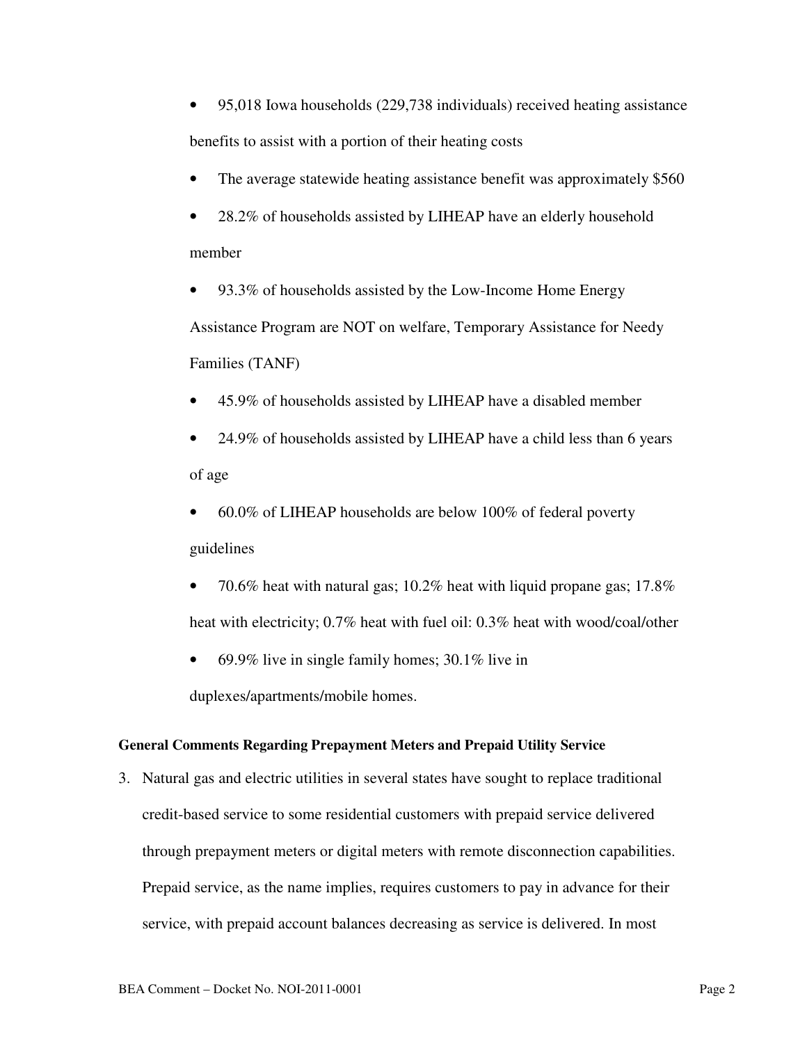- 95,018 Iowa households (229,738 individuals) received heating assistance benefits to assist with a portion of their heating costs
- The average statewide heating assistance benefit was approximately $560
- 28.2% of households assisted by LIHEAP have an elderly household member
- 93.3% of households assisted by the Low-Income Home Energy Assistance Program are NOT on welfare, Temporary Assistance for Needy Families (TANF)
- 45.9% of households assisted by LIHEAP have a disabled member
- 24.9% of households assisted by LIHEAP have a child less than 6 years of age
- 60.0% of LIHEAP households are below 100% of federal poverty guidelines
- 70.6% heat with natural gas; 10.2% heat with liquid propane gas; 17.8% heat with electricity; 0.7% heat with fuel oil: 0.3% heat with wood/coal/other
- 69.9% live in single family homes; 30.1% live in duplexes/apartments/mobile homes.

**General Comments Regarding Prepayment Meters and Prepaid Utility Service**

3. Natural gas and electric utilities in several states have sought to replace traditional credit-based service to some residential customers with prepaid service delivered through prepayment meters or digital meters with remote disconnection capabilities. Prepaid service, as the name implies, requires customers to pay in advance for their service, with prepaid account balances decreasing as service is delivered. In most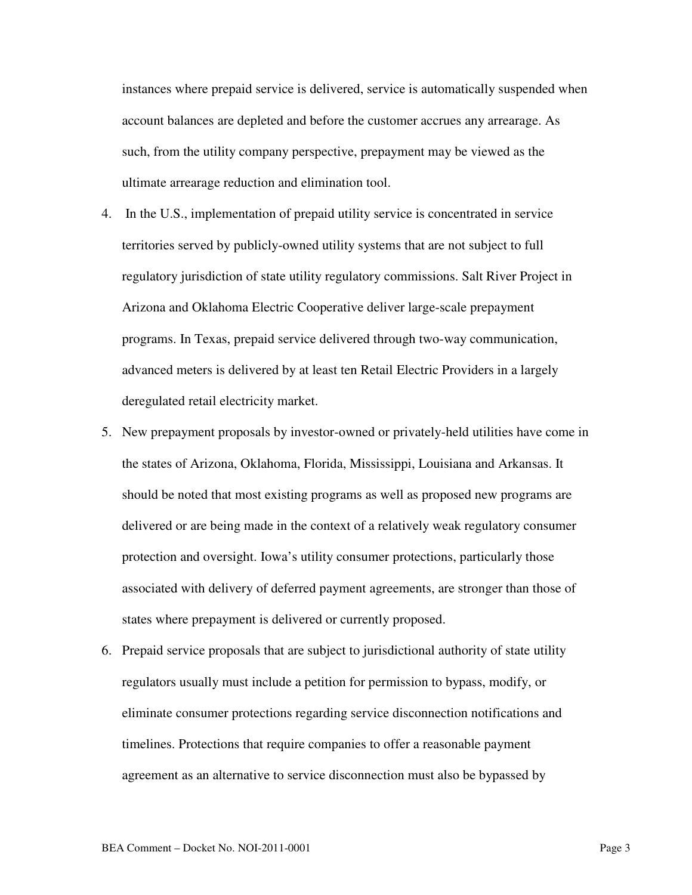instances where prepaid service is delivered, service is automatically suspended when account balances are depleted and before the customer accrues any arrearage. As such, from the utility company perspective, prepayment may be viewed as the ultimate arrearage reduction and elimination tool.

4. In the U.S., implementation of prepaid utility service is concentrated in service territories served by publicly-owned utility systems that are not subject to full regulatory jurisdiction of state utility regulatory commissions. Salt River Project in Arizona and Oklahoma Electric Cooperative deliver large-scale prepayment programs. In Texas, prepaid service delivered through two-way communication, advanced meters is delivered by at least ten Retail Electric Providers in a largely deregulated retail electricity market.

5. New prepayment proposals by investor-owned or privately-held utilities have come in the states of Arizona, Oklahoma, Florida, Mississippi, Louisiana and Arkansas. It should be noted that most existing programs as well as proposed new programs are delivered or are being made in the context of a relatively weak regulatory consumer protection and oversight. Iowa's utility consumer protections, particularly those associated with delivery of deferred payment agreements, are stronger than those of states where prepayment is delivered or currently proposed.

6. Prepaid service proposals that are subject to jurisdictional authority of state utility regulators usually must include a petition for permission to bypass, modify, or eliminate consumer protections regarding service disconnection notifications and timelines. Protections that require companies to offer a reasonable payment agreement as an alternative to service disconnection must also be bypassed by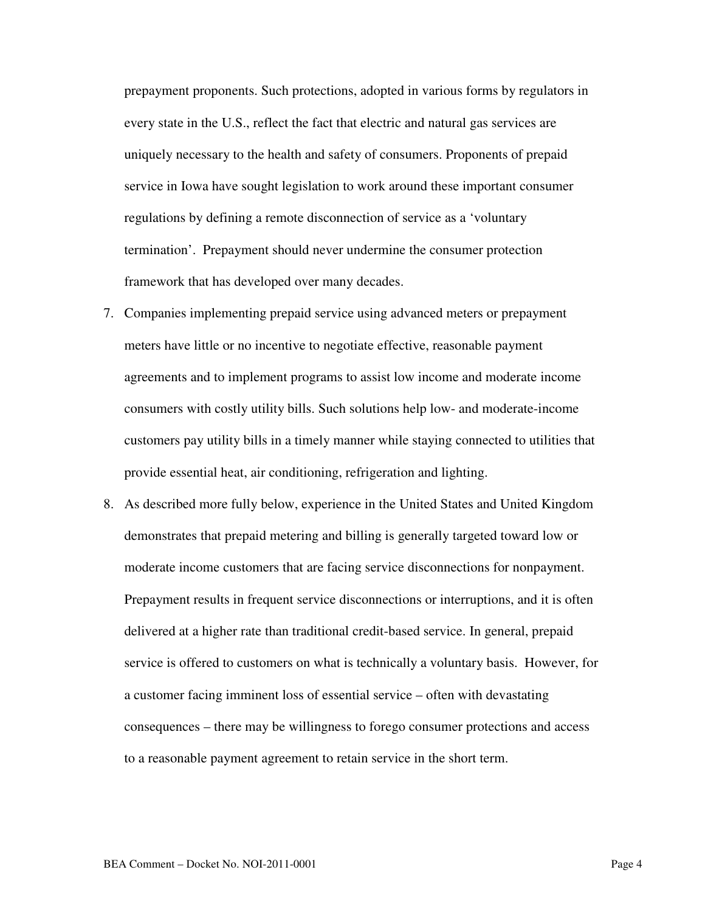prepayment proponents. Such protections, adopted in various forms by regulators in every state in the U.S., reflect the fact that electric and natural gas services are uniquely necessary to the health and safety of consumers. Proponents of prepaid service in Iowa have sought legislation to work around these important consumer regulations by defining a remote disconnection of service as a 'voluntary termination'. Prepayment should never undermine the consumer protection framework that has developed over many decades.

7. Companies implementing prepaid service using advanced meters or prepayment meters have little or no incentive to negotiate effective, reasonable payment agreements and to implement programs to assist low income and moderate income consumers with costly utility bills. Such solutions help low- and moderate-income customers pay utility bills in a timely manner while staying connected to utilities that provide essential heat, air conditioning, refrigeration and lighting.
8. As described more fully below, experience in the United States and United Kingdom demonstrates that prepaid metering and billing is generally targeted toward low or moderate income customers that are facing service disconnections for nonpayment. Prepayment results in frequent service disconnections or interruptions, and it is often delivered at a higher rate than traditional credit-based service. In general, prepaid service is offered to customers on what is technically a voluntary basis. However, for a customer facing imminent loss of essential service – often with devastating consequences – there may be willingness to forego consumer protections and access to a reasonable payment agreement to retain service in the short term.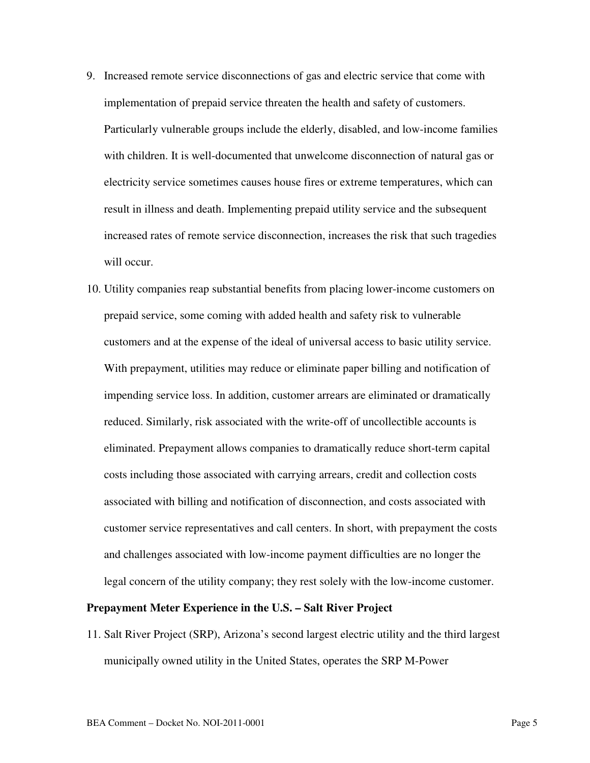9. Increased remote service disconnections of gas and electric service that come with implementation of prepaid service threaten the health and safety of customers. Particularly vulnerable groups include the elderly, disabled, and low-income families with children. It is well-documented that unwelcome disconnection of natural gas or electricity service sometimes causes house fires or extreme temperatures, which can result in illness and death. Implementing prepaid utility service and the subsequent increased rates of remote service disconnection, increases the risk that such tragedies will occur.

10. Utility companies reap substantial benefits from placing lower-income customers on prepaid service, some coming with added health and safety risk to vulnerable customers and at the expense of the ideal of universal access to basic utility service. With prepayment, utilities may reduce or eliminate paper billing and notification of impending service loss. In addition, customer arrears are eliminated or dramatically reduced. Similarly, risk associated with the write-off of uncollectible accounts is eliminated. Prepayment allows companies to dramatically reduce short-term capital costs including those associated with carrying arrears, credit and collection costs associated with billing and notification of disconnection, and costs associated with customer service representatives and call centers. In short, with prepayment the costs and challenges associated with low-income payment difficulties are no longer the legal concern of the utility company; they rest solely with the low-income customer.

**Prepayment Meter Experience in the U.S. – Salt River Project**

11. Salt River Project (SRP), Arizona's second largest electric utility and the third largest municipally owned utility in the United States, operates the SRP M-Power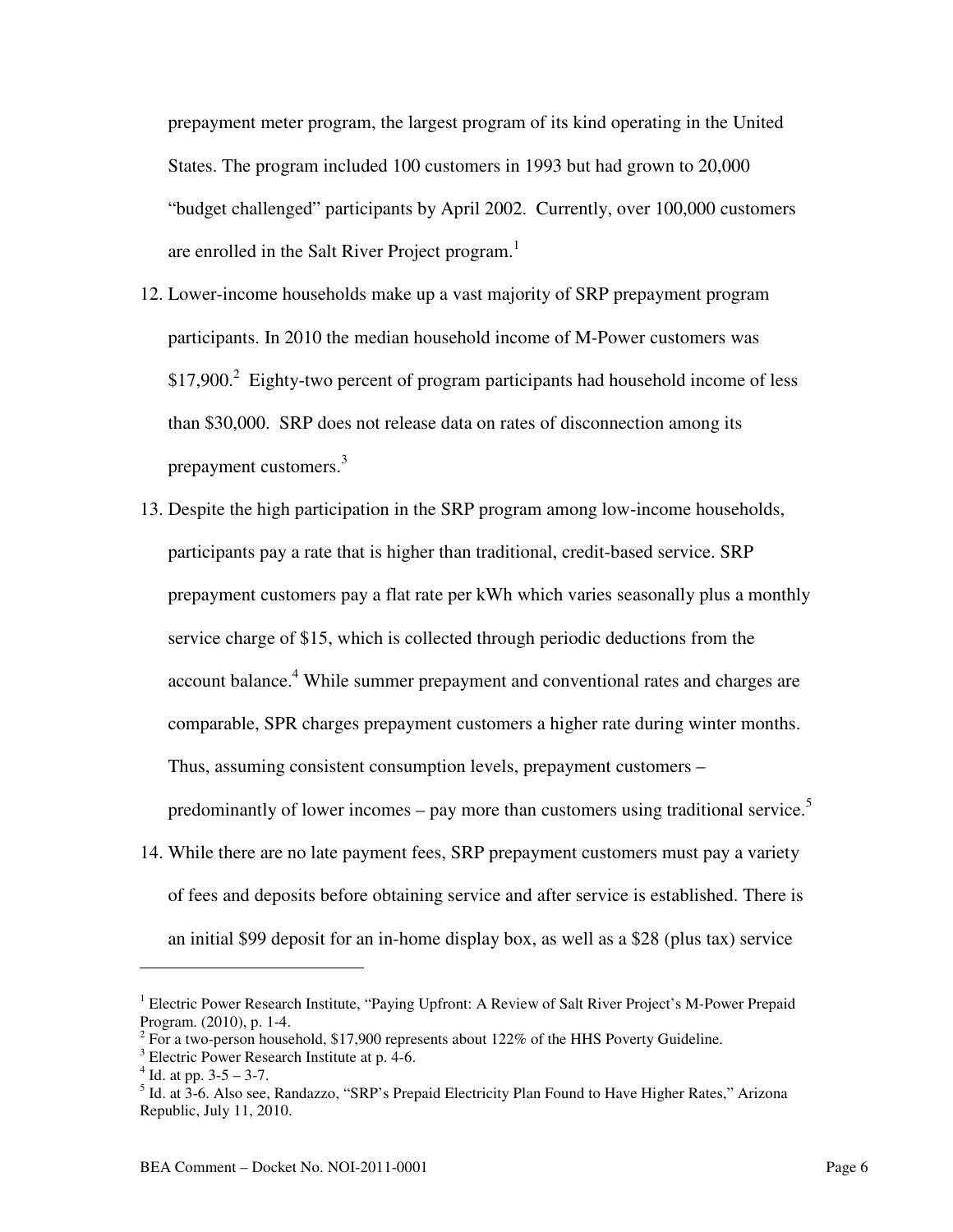prepayment meter program, the largest program of its kind operating in the United States. The program included 100 customers in 1993 but had grown to 20,000 "budget challenged" participants by April 2002. Currently, over 100,000 customers are enrolled in the Salt River Project program.[1]

12. Lower-income households make up a vast majority of SRP prepayment program participants. In 2010 the median household income of M-Power customers was $17,900.[2] Eighty-two percent of program participants had household income of less than $30,000. SRP does not release data on rates of disconnection among its prepayment customers.[3]

13. Despite the high participation in the SRP program among low-income households, participants pay a rate that is higher than traditional, credit-based service. SRP prepayment customers pay a flat rate per kWh which varies seasonally plus a monthly service charge of $15, which is collected through periodic deductions from the account balance.[4] While summer prepayment and conventional rates and charges are comparable, SPR charges prepayment customers a higher rate during winter months. Thus, assuming consistent consumption levels, prepayment customers – predominantly of lower incomes – pay more than customers using traditional service.[5]

14. While there are no late payment fees, SRP prepayment customers must pay a variety of fees and deposits before obtaining service and after service is established. There is an initial $99 deposit for an in-home display box, as well as a $28 (plus tax) service

---

[1] Electric Power Research Institute, "Paying Upfront: A Review of Salt River Project's M-Power Prepaid Program. (2010), p. 1-4.

[2] For a two-person household, $17,900 represents about 122% of the HHS Poverty Guideline.

[3] Electric Power Research Institute at p. 4-6.

[4] Id. at pp. 3-5 – 3-7.

[5] Id. at 3-6. Also see, Randazzo, "SRP's Prepaid Electricity Plan Found to Have Higher Rates," Arizona Republic, July 11, 2010.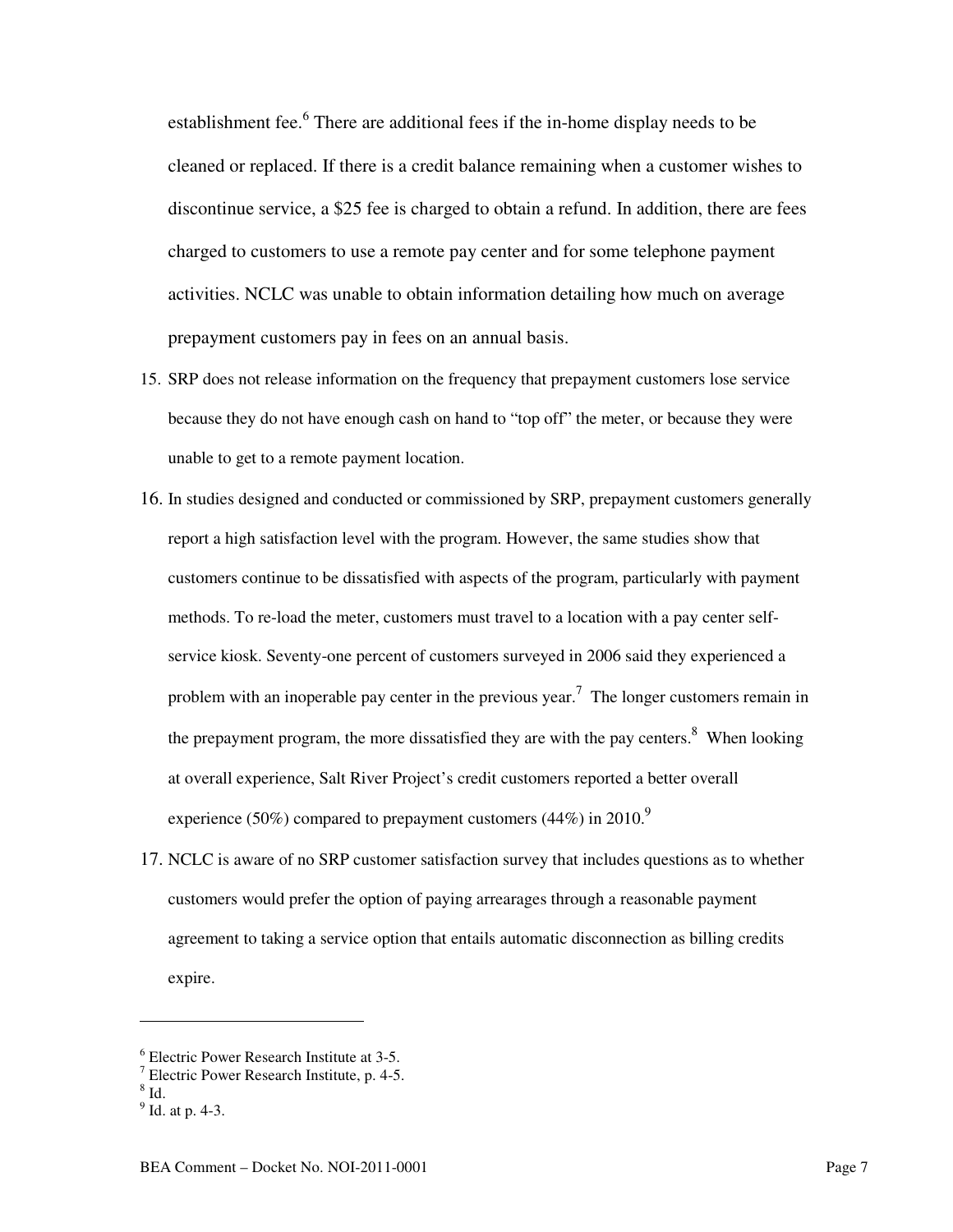establishment fee.[6] There are additional fees if the in-home display needs to be cleaned or replaced. If there is a credit balance remaining when a customer wishes to discontinue service, a $25 fee is charged to obtain a refund. In addition, there are fees charged to customers to use a remote pay center and for some telephone payment activities. NCLC was unable to obtain information detailing how much on average prepayment customers pay in fees on an annual basis.

15. SRP does not release information on the frequency that prepayment customers lose service because they do not have enough cash on hand to "top off" the meter, or because they were unable to get to a remote payment location.

16. In studies designed and conducted or commissioned by SRP, prepayment customers generally report a high satisfaction level with the program. However, the same studies show that customers continue to be dissatisfied with aspects of the program, particularly with payment methods. To re-load the meter, customers must travel to a location with a pay center self-service kiosk. Seventy-one percent of customers surveyed in 2006 said they experienced a problem with an inoperable pay center in the previous year.[7] The longer customers remain in the prepayment program, the more dissatisfied they are with the pay centers.[8] When looking at overall experience, Salt River Project's credit customers reported a better overall experience (50%) compared to prepayment customers (44%) in 2010.[9]

17. NCLC is aware of no SRP customer satisfaction survey that includes questions as to whether customers would prefer the option of paying arrearages through a reasonable payment agreement to taking a service option that entails automatic disconnection as billing credits expire.

---

[6] Electric Power Research Institute at 3-5.

[7] Electric Power Research Institute, p. 4-5.

[8] Id.

[9] Id. at p. 4-3.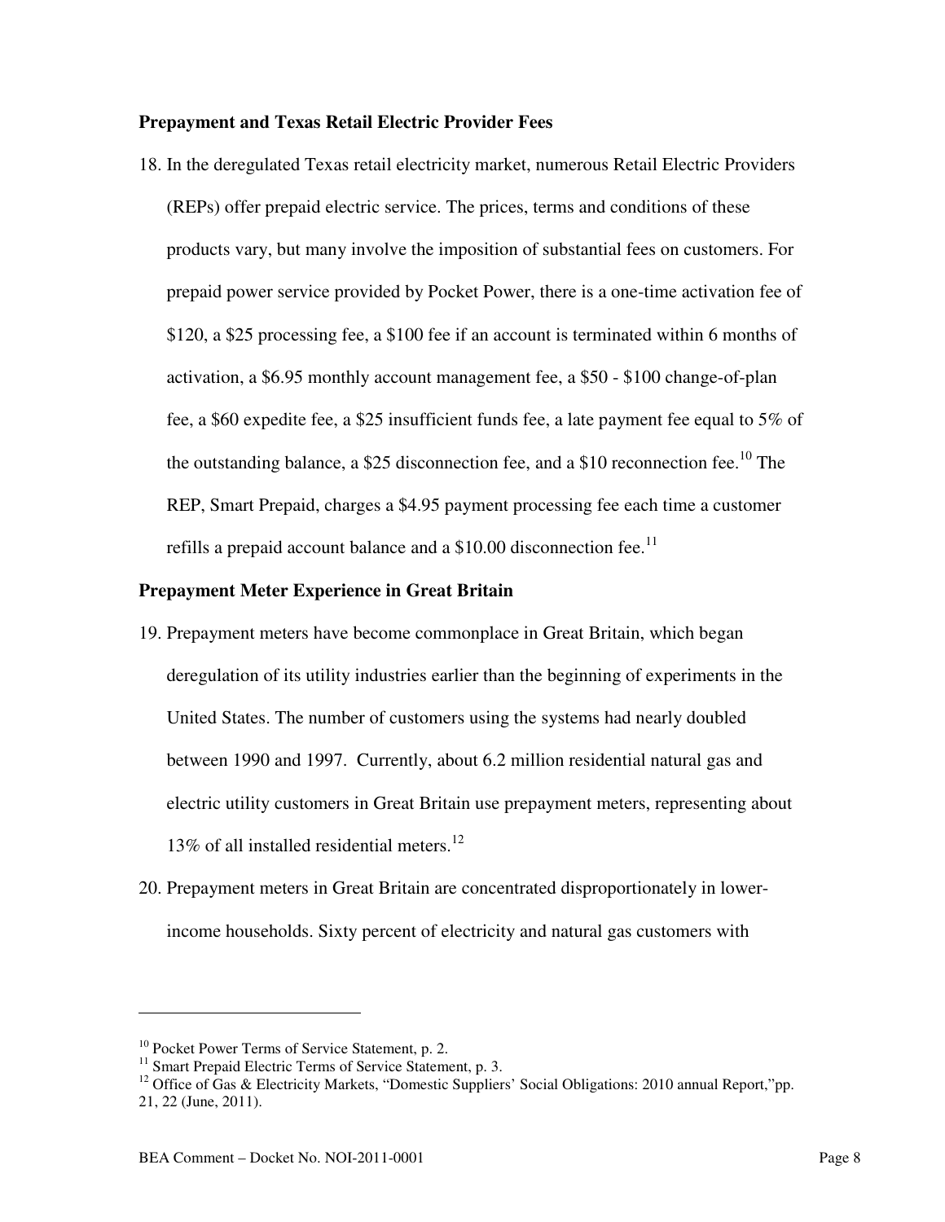**Prepayment and Texas Retail Electric Provider Fees**

18. In the deregulated Texas retail electricity market, numerous Retail Electric Providers (REPs) offer prepaid electric service. The prices, terms and conditions of these products vary, but many involve the imposition of substantial fees on customers. For prepaid power service provided by Pocket Power, there is a one-time activation fee of $120, a $25 processing fee, a $100 fee if an account is terminated within 6 months of activation, a $6.95 monthly account management fee, a $50 - $100 change-of-plan fee, a $60 expedite fee, a $25 insufficient funds fee, a late payment fee equal to 5% of the outstanding balance, a $25 disconnection fee, and a $10 reconnection fee.[10] The REP, Smart Prepaid, charges a $4.95 payment processing fee each time a customer refills a prepaid account balance and a $10.00 disconnection fee.[11]

**Prepayment Meter Experience in Great Britain**

19. Prepayment meters have become commonplace in Great Britain, which began deregulation of its utility industries earlier than the beginning of experiments in the United States. The number of customers using the systems had nearly doubled between 1990 and 1997. Currently, about 6.2 million residential natural gas and electric utility customers in Great Britain use prepayment meters, representing about 13% of all installed residential meters.[12]

20. Prepayment meters in Great Britain are concentrated disproportionately in lower-income households. Sixty percent of electricity and natural gas customers with

---

[10] Pocket Power Terms of Service Statement, p. 2.

[11] Smart Prepaid Electric Terms of Service Statement, p. 3.

[12] Office of Gas & Electricity Markets, "Domestic Suppliers' Social Obligations: 2010 annual Report,"pp. 21, 22 (June, 2011).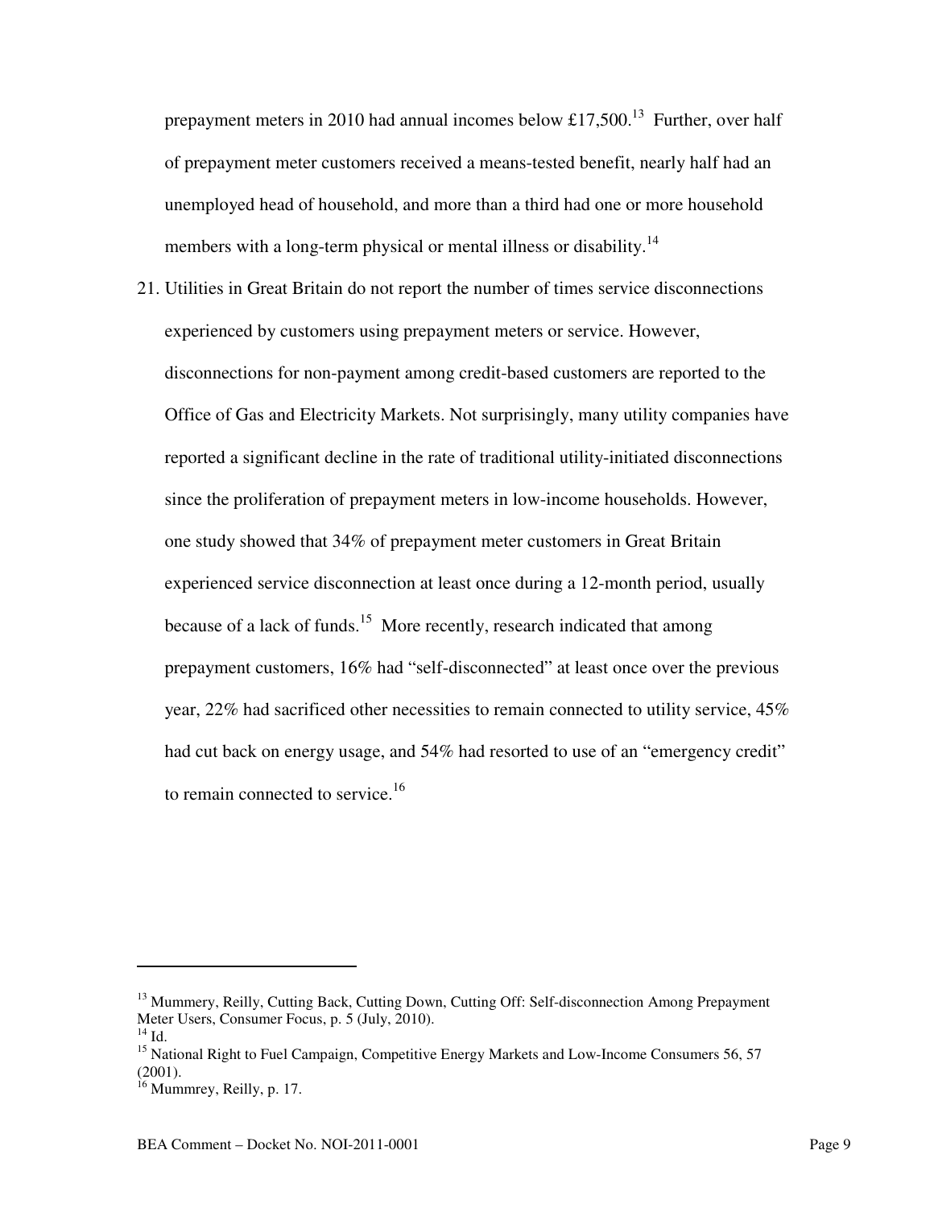prepayment meters in 2010 had annual incomes below £17,500.[13] Further, over half of prepayment meter customers received a means-tested benefit, nearly half had an unemployed head of household, and more than a third had one or more household members with a long-term physical or mental illness or disability.[14]

21. Utilities in Great Britain do not report the number of times service disconnections experienced by customers using prepayment meters or service. However, disconnections for non-payment among credit-based customers are reported to the Office of Gas and Electricity Markets. Not surprisingly, many utility companies have reported a significant decline in the rate of traditional utility-initiated disconnections since the proliferation of prepayment meters in low-income households. However, one study showed that 34% of prepayment meter customers in Great Britain experienced service disconnection at least once during a 12-month period, usually because of a lack of funds.[15] More recently, research indicated that among prepayment customers, 16% had "self-disconnected" at least once over the previous year, 22% had sacrificed other necessities to remain connected to utility service, 45% had cut back on energy usage, and 54% had resorted to use of an "emergency credit" to remain connected to service.[16]

---

[13] Mummery, Reilly, Cutting Back, Cutting Down, Cutting Off: Self-disconnection Among Prepayment Meter Users, Consumer Focus, p. 5 (July, 2010).

[14] Id.

[15] National Right to Fuel Campaign, Competitive Energy Markets and Low-Income Consumers 56, 57 (2001).

[16] Mummrey, Reilly, p. 17.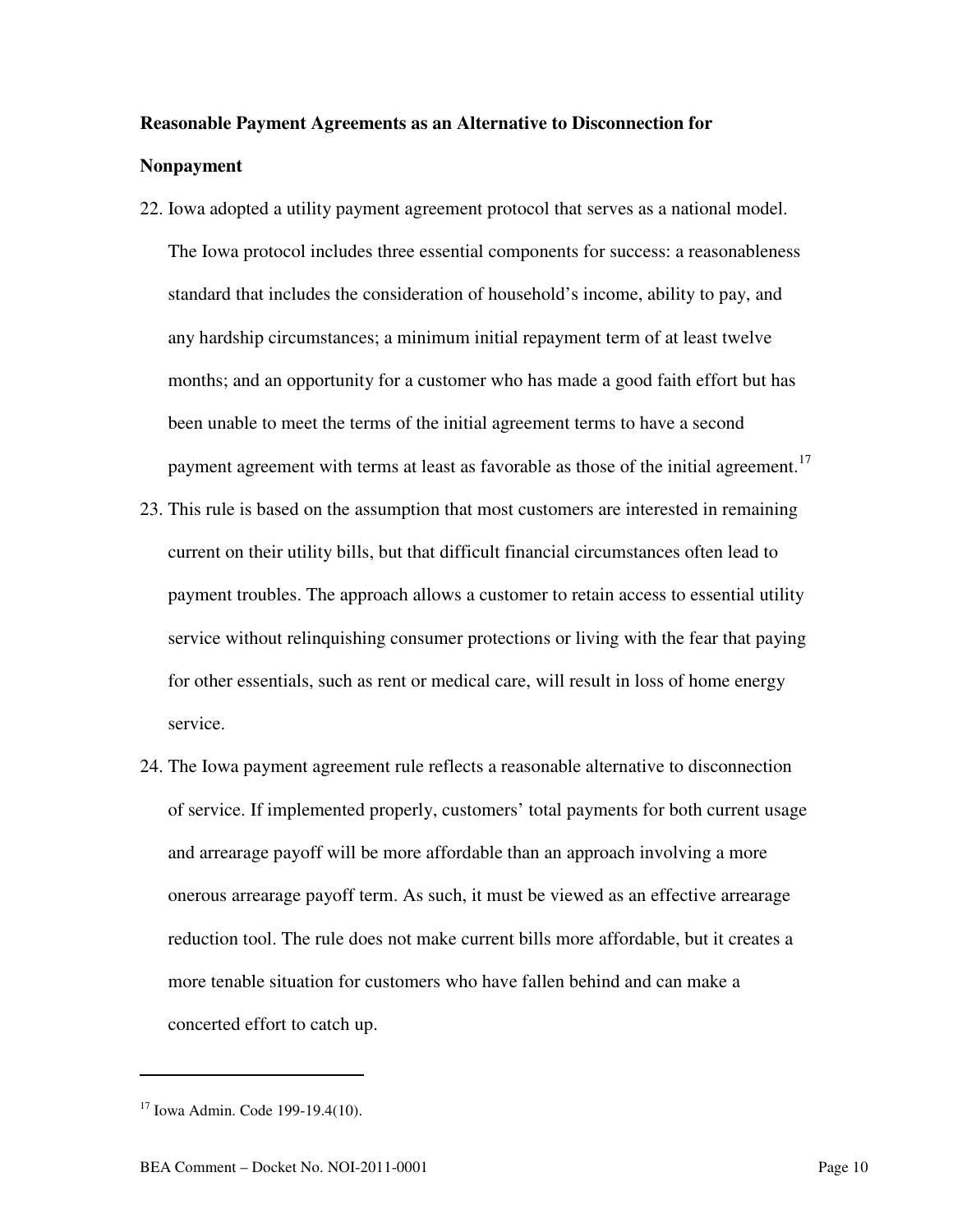**Reasonable Payment Agreements as an Alternative to Disconnection for Nonpayment**

22. Iowa adopted a utility payment agreement protocol that serves as a national model. The Iowa protocol includes three essential components for success: a reasonableness standard that includes the consideration of household's income, ability to pay, and any hardship circumstances; a minimum initial repayment term of at least twelve months; and an opportunity for a customer who has made a good faith effort but has been unable to meet the terms of the initial agreement terms to have a second payment agreement with terms at least as favorable as those of the initial agreement.[17]

23. This rule is based on the assumption that most customers are interested in remaining current on their utility bills, but that difficult financial circumstances often lead to payment troubles. The approach allows a customer to retain access to essential utility service without relinquishing consumer protections or living with the fear that paying for other essentials, such as rent or medical care, will result in loss of home energy service.

24. The Iowa payment agreement rule reflects a reasonable alternative to disconnection of service. If implemented properly, customers' total payments for both current usage and arrearage payoff will be more affordable than an approach involving a more onerous arrearage payoff term. As such, it must be viewed as an effective arrearage reduction tool. The rule does not make current bills more affordable, but it creates a more tenable situation for customers who have fallen behind and can make a concerted effort to catch up.

---

[17] Iowa Admin. Code 199-19.4(10).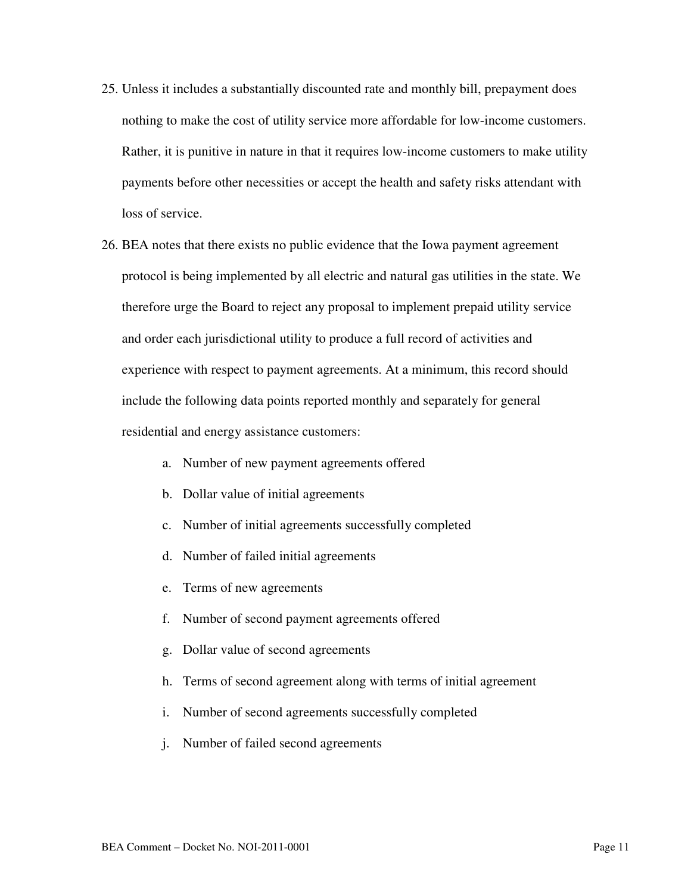25. Unless it includes a substantially discounted rate and monthly bill, prepayment does nothing to make the cost of utility service more affordable for low-income customers. Rather, it is punitive in nature in that it requires low-income customers to make utility payments before other necessities or accept the health and safety risks attendant with loss of service.

26. BEA notes that there exists no public evidence that the Iowa payment agreement protocol is being implemented by all electric and natural gas utilities in the state. We therefore urge the Board to reject any proposal to implement prepaid utility service and order each jurisdictional utility to produce a full record of activities and experience with respect to payment agreements. At a minimum, this record should include the following data points reported monthly and separately for general residential and energy assistance customers:

    a. Number of new payment agreements offered
    b. Dollar value of initial agreements
    c. Number of initial agreements successfully completed
    d. Number of failed initial agreements
    e. Terms of new agreements
    f. Number of second payment agreements offered
    g. Dollar value of second agreements
    h. Terms of second agreement along with terms of initial agreement
    i. Number of second agreements successfully completed
    j. Number of failed second agreements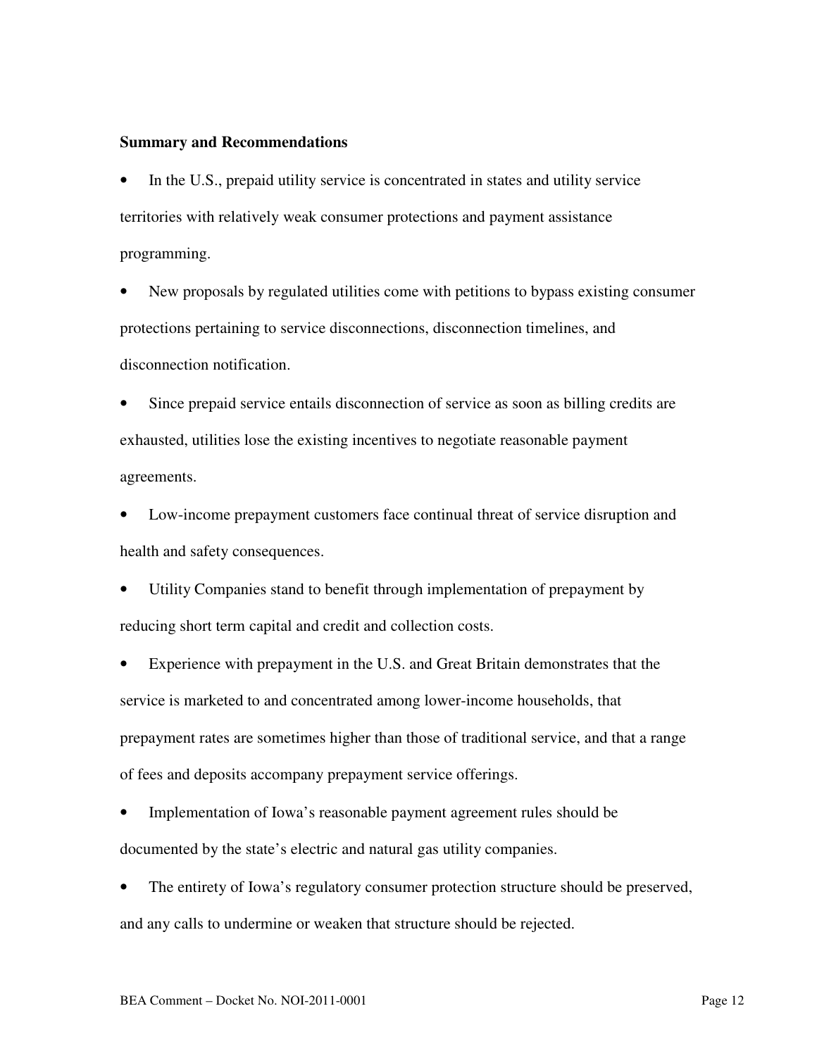**Summary and Recommendations**

- In the U.S., prepaid utility service is concentrated in states and utility service territories with relatively weak consumer protections and payment assistance programming.
- New proposals by regulated utilities come with petitions to bypass existing consumer protections pertaining to service disconnections, disconnection timelines, and disconnection notification.
- Since prepaid service entails disconnection of service as soon as billing credits are exhausted, utilities lose the existing incentives to negotiate reasonable payment agreements.
- Low-income prepayment customers face continual threat of service disruption and health and safety consequences.
- Utility Companies stand to benefit through implementation of prepayment by reducing short term capital and credit and collection costs.
- Experience with prepayment in the U.S. and Great Britain demonstrates that the service is marketed to and concentrated among lower-income households, that prepayment rates are sometimes higher than those of traditional service, and that a range of fees and deposits accompany prepayment service offerings.
- Implementation of Iowa's reasonable payment agreement rules should be documented by the state's electric and natural gas utility companies.
- The entirety of Iowa's regulatory consumer protection structure should be preserved, and any calls to undermine or weaken that structure should be rejected.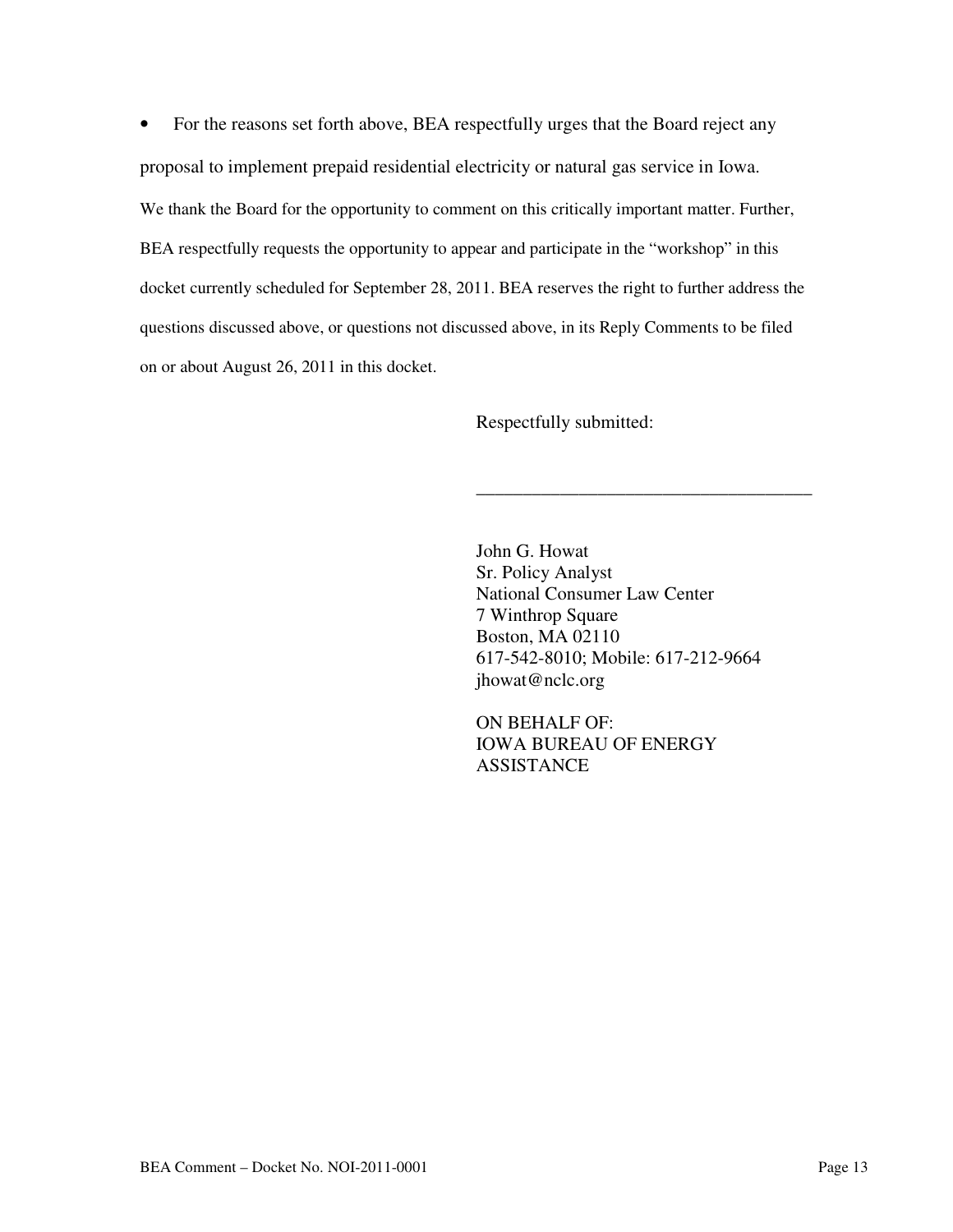- For the reasons set forth above, BEA respectfully urges that the Board reject any proposal to implement prepaid residential electricity or natural gas service in Iowa.

We thank the Board for the opportunity to comment on this critically important matter. Further, BEA respectfully requests the opportunity to appear and participate in the "workshop" in this docket currently scheduled for September 28, 2011. BEA reserves the right to further address the questions discussed above, or questions not discussed above, in its Reply Comments to be filed on or about August 26, 2011 in this docket.

Respectfully submitted:

\_\_\_\_\_\_\_\_\_\_\_\_\_\_\_\_\_\_\_\_\_\_\_\_\_\_\_\_\_\_\_\_\_\_\_\_

John G. Howat
Sr. Policy Analyst
National Consumer Law Center
7 Winthrop Square
Boston, MA 02110
617-542-8010; Mobile: 617-212-9664
jhowat@nclc.org

ON BEHALF OF:
IOWA BUREAU OF ENERGY ASSISTANCE